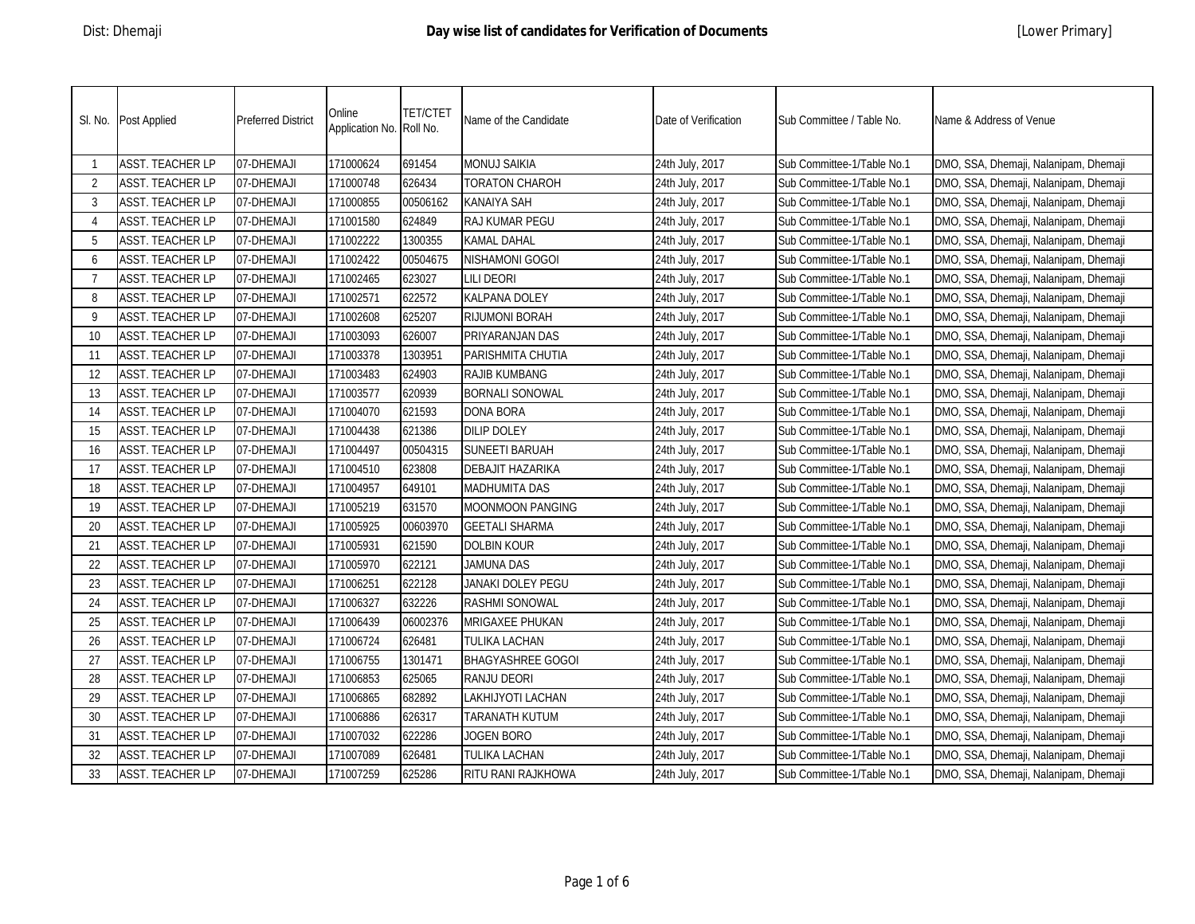Dist: Dhemaji

# Day wise list of candidates for Verification of Documents

[Lower Primary]

| Sl. No. | Post Applied | Preferred District | Online Application No. | TET/CTET Roll No. | Name of the Candidate | Date of Verification | Sub Committee / Table No. | Name & Address of Venue |
|---|---|---|---|---|---|---|---|---|
| 1 | ASST. TEACHER LP | 07-DHEMAJI | 171000624 | 691454 | MONUJ SAIKIA | 24th July, 2017 | Sub Committee-1/Table No.1 | DMO, SSA, Dhemaji, Nalanipam, Dhemaji |
| 2 | ASST. TEACHER LP | 07-DHEMAJI | 171000748 | 626434 | TORATON CHAROH | 24th July, 2017 | Sub Committee-1/Table No.1 | DMO, SSA, Dhemaji, Nalanipam, Dhemaji |
| 3 | ASST. TEACHER LP | 07-DHEMAJI | 171000855 | 00506162 | KANAIYA SAH | 24th July, 2017 | Sub Committee-1/Table No.1 | DMO, SSA, Dhemaji, Nalanipam, Dhemaji |
| 4 | ASST. TEACHER LP | 07-DHEMAJI | 171001580 | 624849 | RAJ KUMAR PEGU | 24th July, 2017 | Sub Committee-1/Table No.1 | DMO, SSA, Dhemaji, Nalanipam, Dhemaji |
| 5 | ASST. TEACHER LP | 07-DHEMAJI | 171002222 | 1300355 | KAMAL DAHAL | 24th July, 2017 | Sub Committee-1/Table No.1 | DMO, SSA, Dhemaji, Nalanipam, Dhemaji |
| 6 | ASST. TEACHER LP | 07-DHEMAJI | 171002422 | 00504675 | NISHAMONI GOGOI | 24th July, 2017 | Sub Committee-1/Table No.1 | DMO, SSA, Dhemaji, Nalanipam, Dhemaji |
| 7 | ASST. TEACHER LP | 07-DHEMAJI | 171002465 | 623027 | LILI DEORI | 24th July, 2017 | Sub Committee-1/Table No.1 | DMO, SSA, Dhemaji, Nalanipam, Dhemaji |
| 8 | ASST. TEACHER LP | 07-DHEMAJI | 171002571 | 622572 | KALPANA DOLEY | 24th July, 2017 | Sub Committee-1/Table No.1 | DMO, SSA, Dhemaji, Nalanipam, Dhemaji |
| 9 | ASST. TEACHER LP | 07-DHEMAJI | 171002608 | 625207 | RIJUMONI BORAH | 24th July, 2017 | Sub Committee-1/Table No.1 | DMO, SSA, Dhemaji, Nalanipam, Dhemaji |
| 10 | ASST. TEACHER LP | 07-DHEMAJI | 171003093 | 626007 | PRIYARANJAN DAS | 24th July, 2017 | Sub Committee-1/Table No.1 | DMO, SSA, Dhemaji, Nalanipam, Dhemaji |
| 11 | ASST. TEACHER LP | 07-DHEMAJI | 171003378 | 1303951 | PARISHMITA CHUTIA | 24th July, 2017 | Sub Committee-1/Table No.1 | DMO, SSA, Dhemaji, Nalanipam, Dhemaji |
| 12 | ASST. TEACHER LP | 07-DHEMAJI | 171003483 | 624903 | RAJIB KUMBANG | 24th July, 2017 | Sub Committee-1/Table No.1 | DMO, SSA, Dhemaji, Nalanipam, Dhemaji |
| 13 | ASST. TEACHER LP | 07-DHEMAJI | 171003577 | 620939 | BORNALI SONOWAL | 24th July, 2017 | Sub Committee-1/Table No.1 | DMO, SSA, Dhemaji, Nalanipam, Dhemaji |
| 14 | ASST. TEACHER LP | 07-DHEMAJI | 171004070 | 621593 | DONA BORA | 24th July, 2017 | Sub Committee-1/Table No.1 | DMO, SSA, Dhemaji, Nalanipam, Dhemaji |
| 15 | ASST. TEACHER LP | 07-DHEMAJI | 171004438 | 621386 | DILIP DOLEY | 24th July, 2017 | Sub Committee-1/Table No.1 | DMO, SSA, Dhemaji, Nalanipam, Dhemaji |
| 16 | ASST. TEACHER LP | 07-DHEMAJI | 171004497 | 00504315 | SUNEETI BARUAH | 24th July, 2017 | Sub Committee-1/Table No.1 | DMO, SSA, Dhemaji, Nalanipam, Dhemaji |
| 17 | ASST. TEACHER LP | 07-DHEMAJI | 171004510 | 623808 | DEBAJIT HAZARIKA | 24th July, 2017 | Sub Committee-1/Table No.1 | DMO, SSA, Dhemaji, Nalanipam, Dhemaji |
| 18 | ASST. TEACHER LP | 07-DHEMAJI | 171004957 | 649101 | MADHUMITA DAS | 24th July, 2017 | Sub Committee-1/Table No.1 | DMO, SSA, Dhemaji, Nalanipam, Dhemaji |
| 19 | ASST. TEACHER LP | 07-DHEMAJI | 171005219 | 631570 | MOONMOON PANGING | 24th July, 2017 | Sub Committee-1/Table No.1 | DMO, SSA, Dhemaji, Nalanipam, Dhemaji |
| 20 | ASST. TEACHER LP | 07-DHEMAJI | 171005925 | 00603970 | GEETALI SHARMA | 24th July, 2017 | Sub Committee-1/Table No.1 | DMO, SSA, Dhemaji, Nalanipam, Dhemaji |
| 21 | ASST. TEACHER LP | 07-DHEMAJI | 171005931 | 621590 | DOLBIN KOUR | 24th July, 2017 | Sub Committee-1/Table No.1 | DMO, SSA, Dhemaji, Nalanipam, Dhemaji |
| 22 | ASST. TEACHER LP | 07-DHEMAJI | 171005970 | 622121 | JAMUNA DAS | 24th July, 2017 | Sub Committee-1/Table No.1 | DMO, SSA, Dhemaji, Nalanipam, Dhemaji |
| 23 | ASST. TEACHER LP | 07-DHEMAJI | 171006251 | 622128 | JANAKI DOLEY PEGU | 24th July, 2017 | Sub Committee-1/Table No.1 | DMO, SSA, Dhemaji, Nalanipam, Dhemaji |
| 24 | ASST. TEACHER LP | 07-DHEMAJI | 171006327 | 632226 | RASHMI SONOWAL | 24th July, 2017 | Sub Committee-1/Table No.1 | DMO, SSA, Dhemaji, Nalanipam, Dhemaji |
| 25 | ASST. TEACHER LP | 07-DHEMAJI | 171006439 | 06002376 | MRIGAXEE PHUKAN | 24th July, 2017 | Sub Committee-1/Table No.1 | DMO, SSA, Dhemaji, Nalanipam, Dhemaji |
| 26 | ASST. TEACHER LP | 07-DHEMAJI | 171006724 | 626481 | TULIKA LACHAN | 24th July, 2017 | Sub Committee-1/Table No.1 | DMO, SSA, Dhemaji, Nalanipam, Dhemaji |
| 27 | ASST. TEACHER LP | 07-DHEMAJI | 171006755 | 1301471 | BHAGYASHREE GOGOI | 24th July, 2017 | Sub Committee-1/Table No.1 | DMO, SSA, Dhemaji, Nalanipam, Dhemaji |
| 28 | ASST. TEACHER LP | 07-DHEMAJI | 171006853 | 625065 | RANJU DEORI | 24th July, 2017 | Sub Committee-1/Table No.1 | DMO, SSA, Dhemaji, Nalanipam, Dhemaji |
| 29 | ASST. TEACHER LP | 07-DHEMAJI | 171006865 | 682892 | LAKHIJYOTI LACHAN | 24th July, 2017 | Sub Committee-1/Table No.1 | DMO, SSA, Dhemaji, Nalanipam, Dhemaji |
| 30 | ASST. TEACHER LP | 07-DHEMAJI | 171006886 | 626317 | TARANATH KUTUM | 24th July, 2017 | Sub Committee-1/Table No.1 | DMO, SSA, Dhemaji, Nalanipam, Dhemaji |
| 31 | ASST. TEACHER LP | 07-DHEMAJI | 171007032 | 622286 | JOGEN BORO | 24th July, 2017 | Sub Committee-1/Table No.1 | DMO, SSA, Dhemaji, Nalanipam, Dhemaji |
| 32 | ASST. TEACHER LP | 07-DHEMAJI | 171007089 | 626481 | TULIKA LACHAN | 24th July, 2017 | Sub Committee-1/Table No.1 | DMO, SSA, Dhemaji, Nalanipam, Dhemaji |
| 33 | ASST. TEACHER LP | 07-DHEMAJI | 171007259 | 625286 | RITU RANI RAJKHOWA | 24th July, 2017 | Sub Committee-1/Table No.1 | DMO, SSA, Dhemaji, Nalanipam, Dhemaji |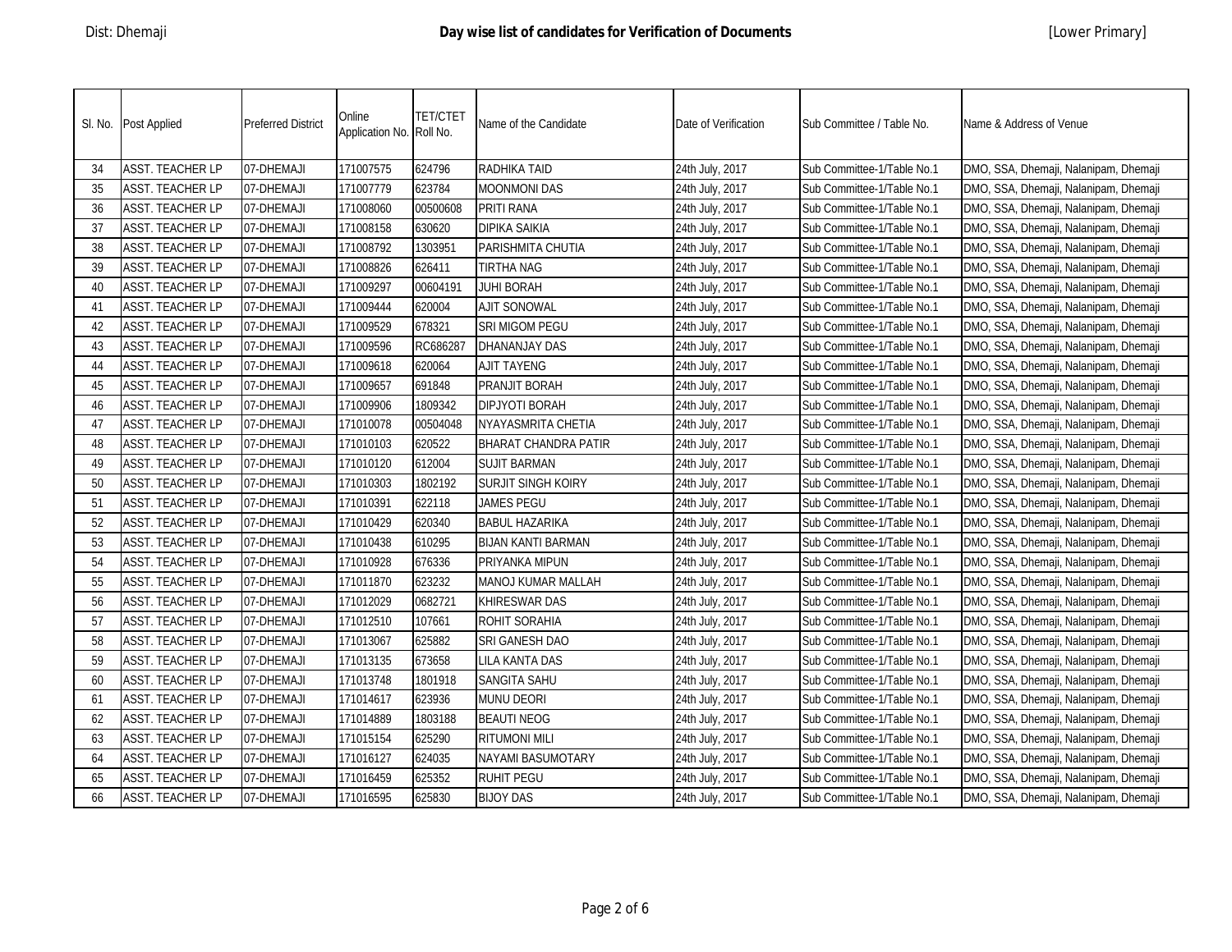| Sl. No. | Post Applied | Preferred District | Online Application No. | TET/CTET Roll No. | Name of the Candidate | Date of Verification | Sub Committee / Table No. | Name & Address of Venue |
|---|---|---|---|---|---|---|---|---|
| 34 | ASST. TEACHER LP | 07-DHEMAJI | 171007575 | 624796 | RADHIKA TAID | 24th July, 2017 | Sub Committee-1/Table No.1 | DMO, SSA, Dhemaji, Nalanipam, Dhemaji |
| 35 | ASST. TEACHER LP | 07-DHEMAJI | 171007779 | 623784 | MOONMONI DAS | 24th July, 2017 | Sub Committee-1/Table No.1 | DMO, SSA, Dhemaji, Nalanipam, Dhemaji |
| 36 | ASST. TEACHER LP | 07-DHEMAJI | 171008060 | 00500608 | PRITI RANA | 24th July, 2017 | Sub Committee-1/Table No.1 | DMO, SSA, Dhemaji, Nalanipam, Dhemaji |
| 37 | ASST. TEACHER LP | 07-DHEMAJI | 171008158 | 630620 | DIPIKA SAIKIA | 24th July, 2017 | Sub Committee-1/Table No.1 | DMO, SSA, Dhemaji, Nalanipam, Dhemaji |
| 38 | ASST. TEACHER LP | 07-DHEMAJI | 171008792 | 1303951 | PARISHMITA CHUTIA | 24th July, 2017 | Sub Committee-1/Table No.1 | DMO, SSA, Dhemaji, Nalanipam, Dhemaji |
| 39 | ASST. TEACHER LP | 07-DHEMAJI | 171008826 | 626411 | TIRTHA NAG | 24th July, 2017 | Sub Committee-1/Table No.1 | DMO, SSA, Dhemaji, Nalanipam, Dhemaji |
| 40 | ASST. TEACHER LP | 07-DHEMAJI | 171009297 | 00604191 | JUHI BORAH | 24th July, 2017 | Sub Committee-1/Table No.1 | DMO, SSA, Dhemaji, Nalanipam, Dhemaji |
| 41 | ASST. TEACHER LP | 07-DHEMAJI | 171009444 | 620004 | AJIT SONOWAL | 24th July, 2017 | Sub Committee-1/Table No.1 | DMO, SSA, Dhemaji, Nalanipam, Dhemaji |
| 42 | ASST. TEACHER LP | 07-DHEMAJI | 171009529 | 678321 | SRI MIGOM PEGU | 24th July, 2017 | Sub Committee-1/Table No.1 | DMO, SSA, Dhemaji, Nalanipam, Dhemaji |
| 43 | ASST. TEACHER LP | 07-DHEMAJI | 171009596 | RC686287 | DHANANJAY DAS | 24th July, 2017 | Sub Committee-1/Table No.1 | DMO, SSA, Dhemaji, Nalanipam, Dhemaji |
| 44 | ASST. TEACHER LP | 07-DHEMAJI | 171009618 | 620064 | AJIT TAYENG | 24th July, 2017 | Sub Committee-1/Table No.1 | DMO, SSA, Dhemaji, Nalanipam, Dhemaji |
| 45 | ASST. TEACHER LP | 07-DHEMAJI | 171009657 | 691848 | PRANJIT BORAH | 24th July, 2017 | Sub Committee-1/Table No.1 | DMO, SSA, Dhemaji, Nalanipam, Dhemaji |
| 46 | ASST. TEACHER LP | 07-DHEMAJI | 171009906 | 1809342 | DIPJYOTI BORAH | 24th July, 2017 | Sub Committee-1/Table No.1 | DMO, SSA, Dhemaji, Nalanipam, Dhemaji |
| 47 | ASST. TEACHER LP | 07-DHEMAJI | 171010078 | 00504048 | NYAYASMRITA CHETIA | 24th July, 2017 | Sub Committee-1/Table No.1 | DMO, SSA, Dhemaji, Nalanipam, Dhemaji |
| 48 | ASST. TEACHER LP | 07-DHEMAJI | 171010103 | 620522 | BHARAT CHANDRA PATIR | 24th July, 2017 | Sub Committee-1/Table No.1 | DMO, SSA, Dhemaji, Nalanipam, Dhemaji |
| 49 | ASST. TEACHER LP | 07-DHEMAJI | 171010120 | 612004 | SUJIT BARMAN | 24th July, 2017 | Sub Committee-1/Table No.1 | DMO, SSA, Dhemaji, Nalanipam, Dhemaji |
| 50 | ASST. TEACHER LP | 07-DHEMAJI | 171010303 | 1802192 | SURJIT SINGH KOIRY | 24th July, 2017 | Sub Committee-1/Table No.1 | DMO, SSA, Dhemaji, Nalanipam, Dhemaji |
| 51 | ASST. TEACHER LP | 07-DHEMAJI | 171010391 | 622118 | JAMES PEGU | 24th July, 2017 | Sub Committee-1/Table No.1 | DMO, SSA, Dhemaji, Nalanipam, Dhemaji |
| 52 | ASST. TEACHER LP | 07-DHEMAJI | 171010429 | 620340 | BABUL HAZARIKA | 24th July, 2017 | Sub Committee-1/Table No.1 | DMO, SSA, Dhemaji, Nalanipam, Dhemaji |
| 53 | ASST. TEACHER LP | 07-DHEMAJI | 171010438 | 610295 | BIJAN KANTI BARMAN | 24th July, 2017 | Sub Committee-1/Table No.1 | DMO, SSA, Dhemaji, Nalanipam, Dhemaji |
| 54 | ASST. TEACHER LP | 07-DHEMAJI | 171010928 | 676336 | PRIYANKA MIPUN | 24th July, 2017 | Sub Committee-1/Table No.1 | DMO, SSA, Dhemaji, Nalanipam, Dhemaji |
| 55 | ASST. TEACHER LP | 07-DHEMAJI | 171011870 | 623232 | MANOJ KUMAR MALLAH | 24th July, 2017 | Sub Committee-1/Table No.1 | DMO, SSA, Dhemaji, Nalanipam, Dhemaji |
| 56 | ASST. TEACHER LP | 07-DHEMAJI | 171012029 | 0682721 | KHIRESWAR DAS | 24th July, 2017 | Sub Committee-1/Table No.1 | DMO, SSA, Dhemaji, Nalanipam, Dhemaji |
| 57 | ASST. TEACHER LP | 07-DHEMAJI | 171012510 | 107661 | ROHIT SORAHIA | 24th July, 2017 | Sub Committee-1/Table No.1 | DMO, SSA, Dhemaji, Nalanipam, Dhemaji |
| 58 | ASST. TEACHER LP | 07-DHEMAJI | 171013067 | 625882 | SRI GANESH DAO | 24th July, 2017 | Sub Committee-1/Table No.1 | DMO, SSA, Dhemaji, Nalanipam, Dhemaji |
| 59 | ASST. TEACHER LP | 07-DHEMAJI | 171013135 | 673658 | LILA KANTA DAS | 24th July, 2017 | Sub Committee-1/Table No.1 | DMO, SSA, Dhemaji, Nalanipam, Dhemaji |
| 60 | ASST. TEACHER LP | 07-DHEMAJI | 171013748 | 1801918 | SANGITA SAHU | 24th July, 2017 | Sub Committee-1/Table No.1 | DMO, SSA, Dhemaji, Nalanipam, Dhemaji |
| 61 | ASST. TEACHER LP | 07-DHEMAJI | 171014617 | 623936 | MUNU DEORI | 24th July, 2017 | Sub Committee-1/Table No.1 | DMO, SSA, Dhemaji, Nalanipam, Dhemaji |
| 62 | ASST. TEACHER LP | 07-DHEMAJI | 171014889 | 1803188 | BEAUTI NEOG | 24th July, 2017 | Sub Committee-1/Table No.1 | DMO, SSA, Dhemaji, Nalanipam, Dhemaji |
| 63 | ASST. TEACHER LP | 07-DHEMAJI | 171015154 | 625290 | RITUMONI MILI | 24th July, 2017 | Sub Committee-1/Table No.1 | DMO, SSA, Dhemaji, Nalanipam, Dhemaji |
| 64 | ASST. TEACHER LP | 07-DHEMAJI | 171016127 | 624035 | NAYAMI BASUMOTARY | 24th July, 2017 | Sub Committee-1/Table No.1 | DMO, SSA, Dhemaji, Nalanipam, Dhemaji |
| 65 | ASST. TEACHER LP | 07-DHEMAJI | 171016459 | 625352 | RUHIT PEGU | 24th July, 2017 | Sub Committee-1/Table No.1 | DMO, SSA, Dhemaji, Nalanipam, Dhemaji |
| 66 | ASST. TEACHER LP | 07-DHEMAJI | 171016595 | 625830 | BIJOY DAS | 24th July, 2017 | Sub Committee-1/Table No.1 | DMO, SSA, Dhemaji, Nalanipam, Dhemaji |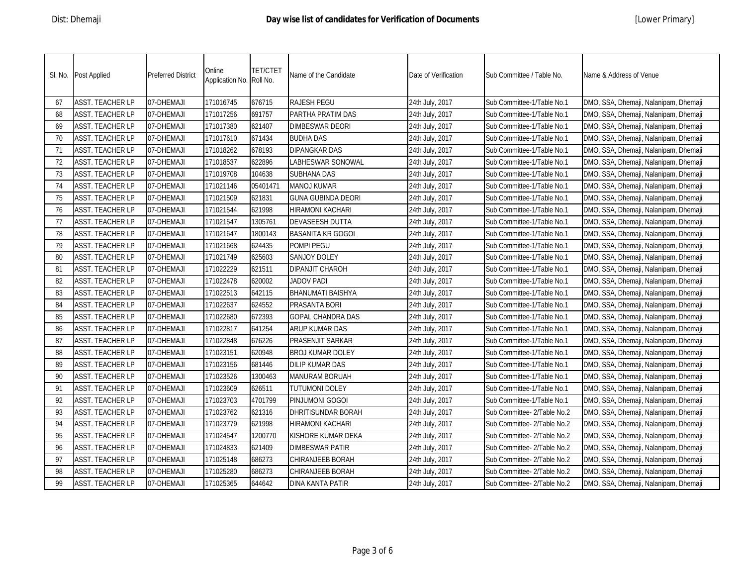Dist: Dhemaji

# Day wise list of candidates for Verification of Documents

[Lower Primary]

| Sl. No. | Post Applied | Preferred District | Online Application No. | TET/CTET Roll No. | Name of the Candidate | Date of Verification | Sub Committee / Table No. | Name & Address of Venue |
|---|---|---|---|---|---|---|---|---|
| 67 | ASST. TEACHER LP | 07-DHEMAJI | 171016745 | 676715 | RAJESH PEGU | 24th July, 2017 | Sub Committee-1/Table No.1 | DMO, SSA, Dhemaji, Nalanipam, Dhemaji |
| 68 | ASST. TEACHER LP | 07-DHEMAJI | 171017256 | 691757 | PARTHA PRATIM DAS | 24th July, 2017 | Sub Committee-1/Table No.1 | DMO, SSA, Dhemaji, Nalanipam, Dhemaji |
| 69 | ASST. TEACHER LP | 07-DHEMAJI | 171017380 | 621407 | DIMBESWAR DEORI | 24th July, 2017 | Sub Committee-1/Table No.1 | DMO, SSA, Dhemaji, Nalanipam, Dhemaji |
| 70 | ASST. TEACHER LP | 07-DHEMAJI | 171017610 | 671434 | BUDHA DAS | 24th July, 2017 | Sub Committee-1/Table No.1 | DMO, SSA, Dhemaji, Nalanipam, Dhemaji |
| 71 | ASST. TEACHER LP | 07-DHEMAJI | 171018262 | 678193 | DIPANGKAR DAS | 24th July, 2017 | Sub Committee-1/Table No.1 | DMO, SSA, Dhemaji, Nalanipam, Dhemaji |
| 72 | ASST. TEACHER LP | 07-DHEMAJI | 171018537 | 622896 | LABHESWAR SONOWAL | 24th July, 2017 | Sub Committee-1/Table No.1 | DMO, SSA, Dhemaji, Nalanipam, Dhemaji |
| 73 | ASST. TEACHER LP | 07-DHEMAJI | 171019708 | 104638 | SUBHANA DAS | 24th July, 2017 | Sub Committee-1/Table No.1 | DMO, SSA, Dhemaji, Nalanipam, Dhemaji |
| 74 | ASST. TEACHER LP | 07-DHEMAJI | 171021146 | 05401471 | MANOJ KUMAR | 24th July, 2017 | Sub Committee-1/Table No.1 | DMO, SSA, Dhemaji, Nalanipam, Dhemaji |
| 75 | ASST. TEACHER LP | 07-DHEMAJI | 171021509 | 621831 | GUNA GUBINDA DEORI | 24th July, 2017 | Sub Committee-1/Table No.1 | DMO, SSA, Dhemaji, Nalanipam, Dhemaji |
| 76 | ASST. TEACHER LP | 07-DHEMAJI | 171021544 | 621998 | HIRAMONI KACHARI | 24th July, 2017 | Sub Committee-1/Table No.1 | DMO, SSA, Dhemaji, Nalanipam, Dhemaji |
| 77 | ASST. TEACHER LP | 07-DHEMAJI | 171021547 | 1305761 | DEVASEESH DUTTA | 24th July, 2017 | Sub Committee-1/Table No.1 | DMO, SSA, Dhemaji, Nalanipam, Dhemaji |
| 78 | ASST. TEACHER LP | 07-DHEMAJI | 171021647 | 1800143 | BASANITA KR GOGOI | 24th July, 2017 | Sub Committee-1/Table No.1 | DMO, SSA, Dhemaji, Nalanipam, Dhemaji |
| 79 | ASST. TEACHER LP | 07-DHEMAJI | 171021668 | 624435 | POMPI PEGU | 24th July, 2017 | Sub Committee-1/Table No.1 | DMO, SSA, Dhemaji, Nalanipam, Dhemaji |
| 80 | ASST. TEACHER LP | 07-DHEMAJI | 171021749 | 625603 | SANJOY DOLEY | 24th July, 2017 | Sub Committee-1/Table No.1 | DMO, SSA, Dhemaji, Nalanipam, Dhemaji |
| 81 | ASST. TEACHER LP | 07-DHEMAJI | 171022229 | 621511 | DIPANJIT CHAROH | 24th July, 2017 | Sub Committee-1/Table No.1 | DMO, SSA, Dhemaji, Nalanipam, Dhemaji |
| 82 | ASST. TEACHER LP | 07-DHEMAJI | 171022478 | 620002 | JADOV PADI | 24th July, 2017 | Sub Committee-1/Table No.1 | DMO, SSA, Dhemaji, Nalanipam, Dhemaji |
| 83 | ASST. TEACHER LP | 07-DHEMAJI | 171022513 | 642115 | BHANUMATI BAISHYA | 24th July, 2017 | Sub Committee-1/Table No.1 | DMO, SSA, Dhemaji, Nalanipam, Dhemaji |
| 84 | ASST. TEACHER LP | 07-DHEMAJI | 171022637 | 624552 | PRASANTA BORI | 24th July, 2017 | Sub Committee-1/Table No.1 | DMO, SSA, Dhemaji, Nalanipam, Dhemaji |
| 85 | ASST. TEACHER LP | 07-DHEMAJI | 171022680 | 672393 | GOPAL CHANDRA DAS | 24th July, 2017 | Sub Committee-1/Table No.1 | DMO, SSA, Dhemaji, Nalanipam, Dhemaji |
| 86 | ASST. TEACHER LP | 07-DHEMAJI | 171022817 | 641254 | ARUP KUMAR DAS | 24th July, 2017 | Sub Committee-1/Table No.1 | DMO, SSA, Dhemaji, Nalanipam, Dhemaji |
| 87 | ASST. TEACHER LP | 07-DHEMAJI | 171022848 | 676226 | PRASENJIT SARKAR | 24th July, 2017 | Sub Committee-1/Table No.1 | DMO, SSA, Dhemaji, Nalanipam, Dhemaji |
| 88 | ASST. TEACHER LP | 07-DHEMAJI | 171023151 | 620948 | BROJ KUMAR DOLEY | 24th July, 2017 | Sub Committee-1/Table No.1 | DMO, SSA, Dhemaji, Nalanipam, Dhemaji |
| 89 | ASST. TEACHER LP | 07-DHEMAJI | 171023156 | 681446 | DILIP KUMAR DAS | 24th July, 2017 | Sub Committee-1/Table No.1 | DMO, SSA, Dhemaji, Nalanipam, Dhemaji |
| 90 | ASST. TEACHER LP | 07-DHEMAJI | 171023526 | 1300463 | MANURAM BORUAH | 24th July, 2017 | Sub Committee-1/Table No.1 | DMO, SSA, Dhemaji, Nalanipam, Dhemaji |
| 91 | ASST. TEACHER LP | 07-DHEMAJI | 171023609 | 626511 | TUTUMONI DOLEY | 24th July, 2017 | Sub Committee-1/Table No.1 | DMO, SSA, Dhemaji, Nalanipam, Dhemaji |
| 92 | ASST. TEACHER LP | 07-DHEMAJI | 171023703 | 4701799 | PINJUMONI GOGOI | 24th July, 2017 | Sub Committee-1/Table No.1 | DMO, SSA, Dhemaji, Nalanipam, Dhemaji |
| 93 | ASST. TEACHER LP | 07-DHEMAJI | 171023762 | 621316 | DHRITISUNDAR BORAH | 24th July, 2017 | Sub Committee- 2/Table No.2 | DMO, SSA, Dhemaji, Nalanipam, Dhemaji |
| 94 | ASST. TEACHER LP | 07-DHEMAJI | 171023779 | 621998 | HIRAMONI KACHARI | 24th July, 2017 | Sub Committee- 2/Table No.2 | DMO, SSA, Dhemaji, Nalanipam, Dhemaji |
| 95 | ASST. TEACHER LP | 07-DHEMAJI | 171024547 | 1200770 | KISHORE KUMAR DEKA | 24th July, 2017 | Sub Committee- 2/Table No.2 | DMO, SSA, Dhemaji, Nalanipam, Dhemaji |
| 96 | ASST. TEACHER LP | 07-DHEMAJI | 171024833 | 621409 | DIMBESWAR PATIR | 24th July, 2017 | Sub Committee- 2/Table No.2 | DMO, SSA, Dhemaji, Nalanipam, Dhemaji |
| 97 | ASST. TEACHER LP | 07-DHEMAJI | 171025148 | 686273 | CHIRANJEEB BORAH | 24th July, 2017 | Sub Committee- 2/Table No.2 | DMO, SSA, Dhemaji, Nalanipam, Dhemaji |
| 98 | ASST. TEACHER LP | 07-DHEMAJI | 171025280 | 686273 | CHIRANJEEB BORAH | 24th July, 2017 | Sub Committee- 2/Table No.2 | DMO, SSA, Dhemaji, Nalanipam, Dhemaji |
| 99 | ASST. TEACHER LP | 07-DHEMAJI | 171025365 | 644642 | DINA KANTA PATIR | 24th July, 2017 | Sub Committee- 2/Table No.2 | DMO, SSA, Dhemaji, Nalanipam, Dhemaji |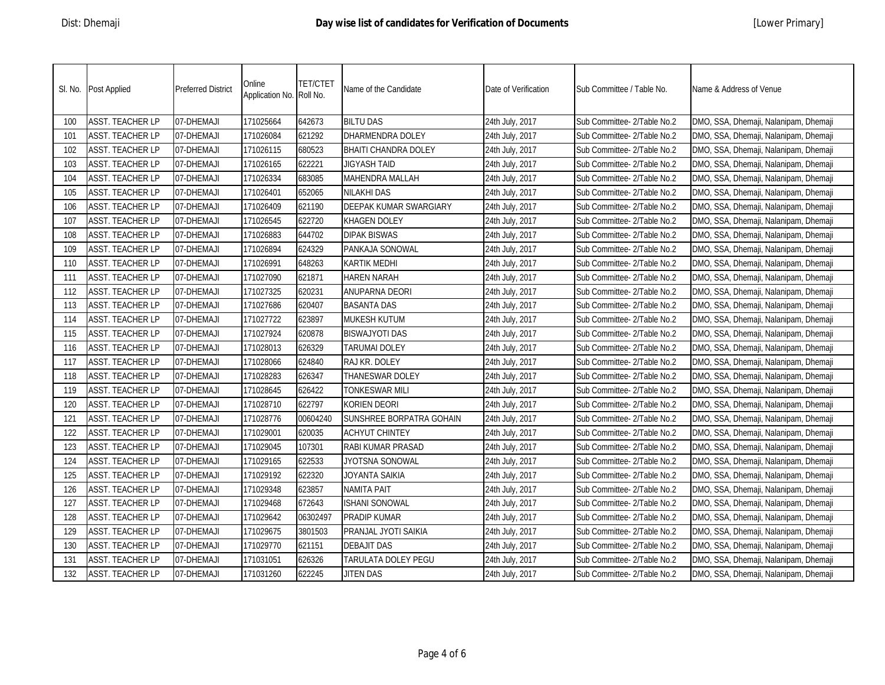| Sl. No. | Post Applied | Preferred District | Online Application No. | TET/CTET Roll No. | Name of the Candidate | Date of Verification | Sub Committee / Table No. | Name & Address of Venue |
|---|---|---|---|---|---|---|---|---|
| 100 | ASST. TEACHER LP | 07-DHEMAJI | 171025664 | 642673 | BILTU DAS | 24th July, 2017 | Sub Committee- 2/Table No.2 | DMO, SSA, Dhemaji, Nalanipam, Dhemaji |
| 101 | ASST. TEACHER LP | 07-DHEMAJI | 171026084 | 621292 | DHARMENDRA DOLEY | 24th July, 2017 | Sub Committee- 2/Table No.2 | DMO, SSA, Dhemaji, Nalanipam, Dhemaji |
| 102 | ASST. TEACHER LP | 07-DHEMAJI | 171026115 | 680523 | BHAITI CHANDRA DOLEY | 24th July, 2017 | Sub Committee- 2/Table No.2 | DMO, SSA, Dhemaji, Nalanipam, Dhemaji |
| 103 | ASST. TEACHER LP | 07-DHEMAJI | 171026165 | 622221 | JIGYASH TAID | 24th July, 2017 | Sub Committee- 2/Table No.2 | DMO, SSA, Dhemaji, Nalanipam, Dhemaji |
| 104 | ASST. TEACHER LP | 07-DHEMAJI | 171026334 | 683085 | MAHENDRA MALLAH | 24th July, 2017 | Sub Committee- 2/Table No.2 | DMO, SSA, Dhemaji, Nalanipam, Dhemaji |
| 105 | ASST. TEACHER LP | 07-DHEMAJI | 171026401 | 652065 | NILAKHI DAS | 24th July, 2017 | Sub Committee- 2/Table No.2 | DMO, SSA, Dhemaji, Nalanipam, Dhemaji |
| 106 | ASST. TEACHER LP | 07-DHEMAJI | 171026409 | 621190 | DEEPAK KUMAR SWARGIARY | 24th July, 2017 | Sub Committee- 2/Table No.2 | DMO, SSA, Dhemaji, Nalanipam, Dhemaji |
| 107 | ASST. TEACHER LP | 07-DHEMAJI | 171026545 | 622720 | KHAGEN DOLEY | 24th July, 2017 | Sub Committee- 2/Table No.2 | DMO, SSA, Dhemaji, Nalanipam, Dhemaji |
| 108 | ASST. TEACHER LP | 07-DHEMAJI | 171026883 | 644702 | DIPAK BISWAS | 24th July, 2017 | Sub Committee- 2/Table No.2 | DMO, SSA, Dhemaji, Nalanipam, Dhemaji |
| 109 | ASST. TEACHER LP | 07-DHEMAJI | 171026894 | 624329 | PANKAJA SONOWAL | 24th July, 2017 | Sub Committee- 2/Table No.2 | DMO, SSA, Dhemaji, Nalanipam, Dhemaji |
| 110 | ASST. TEACHER LP | 07-DHEMAJI | 171026991 | 648263 | KARTIK MEDHI | 24th July, 2017 | Sub Committee- 2/Table No.2 | DMO, SSA, Dhemaji, Nalanipam, Dhemaji |
| 111 | ASST. TEACHER LP | 07-DHEMAJI | 171027090 | 621871 | HAREN NARAH | 24th July, 2017 | Sub Committee- 2/Table No.2 | DMO, SSA, Dhemaji, Nalanipam, Dhemaji |
| 112 | ASST. TEACHER LP | 07-DHEMAJI | 171027325 | 620231 | ANUPARNA DEORI | 24th July, 2017 | Sub Committee- 2/Table No.2 | DMO, SSA, Dhemaji, Nalanipam, Dhemaji |
| 113 | ASST. TEACHER LP | 07-DHEMAJI | 171027686 | 620407 | BASANTA DAS | 24th July, 2017 | Sub Committee- 2/Table No.2 | DMO, SSA, Dhemaji, Nalanipam, Dhemaji |
| 114 | ASST. TEACHER LP | 07-DHEMAJI | 171027722 | 623897 | MUKESH KUTUM | 24th July, 2017 | Sub Committee- 2/Table No.2 | DMO, SSA, Dhemaji, Nalanipam, Dhemaji |
| 115 | ASST. TEACHER LP | 07-DHEMAJI | 171027924 | 620878 | BISWAJYOTI DAS | 24th July, 2017 | Sub Committee- 2/Table No.2 | DMO, SSA, Dhemaji, Nalanipam, Dhemaji |
| 116 | ASST. TEACHER LP | 07-DHEMAJI | 171028013 | 626329 | TARUMAI DOLEY | 24th July, 2017 | Sub Committee- 2/Table No.2 | DMO, SSA, Dhemaji, Nalanipam, Dhemaji |
| 117 | ASST. TEACHER LP | 07-DHEMAJI | 171028066 | 624840 | RAJ KR. DOLEY | 24th July, 2017 | Sub Committee- 2/Table No.2 | DMO, SSA, Dhemaji, Nalanipam, Dhemaji |
| 118 | ASST. TEACHER LP | 07-DHEMAJI | 171028283 | 626347 | THANESWAR DOLEY | 24th July, 2017 | Sub Committee- 2/Table No.2 | DMO, SSA, Dhemaji, Nalanipam, Dhemaji |
| 119 | ASST. TEACHER LP | 07-DHEMAJI | 171028645 | 626422 | TONKESWAR MILI | 24th July, 2017 | Sub Committee- 2/Table No.2 | DMO, SSA, Dhemaji, Nalanipam, Dhemaji |
| 120 | ASST. TEACHER LP | 07-DHEMAJI | 171028710 | 622797 | KORIEN DEORI | 24th July, 2017 | Sub Committee- 2/Table No.2 | DMO, SSA, Dhemaji, Nalanipam, Dhemaji |
| 121 | ASST. TEACHER LP | 07-DHEMAJI | 171028776 | 00604240 | SUNSHREE BORPATRA GOHAIN | 24th July, 2017 | Sub Committee- 2/Table No.2 | DMO, SSA, Dhemaji, Nalanipam, Dhemaji |
| 122 | ASST. TEACHER LP | 07-DHEMAJI | 171029001 | 620035 | ACHYUT CHINTEY | 24th July, 2017 | Sub Committee- 2/Table No.2 | DMO, SSA, Dhemaji, Nalanipam, Dhemaji |
| 123 | ASST. TEACHER LP | 07-DHEMAJI | 171029045 | 107301 | RABI KUMAR PRASAD | 24th July, 2017 | Sub Committee- 2/Table No.2 | DMO, SSA, Dhemaji, Nalanipam, Dhemaji |
| 124 | ASST. TEACHER LP | 07-DHEMAJI | 171029165 | 622533 | JYOTSNA SONOWAL | 24th July, 2017 | Sub Committee- 2/Table No.2 | DMO, SSA, Dhemaji, Nalanipam, Dhemaji |
| 125 | ASST. TEACHER LP | 07-DHEMAJI | 171029192 | 622320 | JOYANTA SAIKIA | 24th July, 2017 | Sub Committee- 2/Table No.2 | DMO, SSA, Dhemaji, Nalanipam, Dhemaji |
| 126 | ASST. TEACHER LP | 07-DHEMAJI | 171029348 | 623857 | NAMITA PAIT | 24th July, 2017 | Sub Committee- 2/Table No.2 | DMO, SSA, Dhemaji, Nalanipam, Dhemaji |
| 127 | ASST. TEACHER LP | 07-DHEMAJI | 171029468 | 672643 | ISHANI SONOWAL | 24th July, 2017 | Sub Committee- 2/Table No.2 | DMO, SSA, Dhemaji, Nalanipam, Dhemaji |
| 128 | ASST. TEACHER LP | 07-DHEMAJI | 171029642 | 06302497 | PRADIP KUMAR | 24th July, 2017 | Sub Committee- 2/Table No.2 | DMO, SSA, Dhemaji, Nalanipam, Dhemaji |
| 129 | ASST. TEACHER LP | 07-DHEMAJI | 171029675 | 3801503 | PRANJAL JYOTI SAIKIA | 24th July, 2017 | Sub Committee- 2/Table No.2 | DMO, SSA, Dhemaji, Nalanipam, Dhemaji |
| 130 | ASST. TEACHER LP | 07-DHEMAJI | 171029770 | 621151 | DEBAJIT DAS | 24th July, 2017 | Sub Committee- 2/Table No.2 | DMO, SSA, Dhemaji, Nalanipam, Dhemaji |
| 131 | ASST. TEACHER LP | 07-DHEMAJI | 171031051 | 626326 | TARULATA DOLEY PEGU | 24th July, 2017 | Sub Committee- 2/Table No.2 | DMO, SSA, Dhemaji, Nalanipam, Dhemaji |
| 132 | ASST. TEACHER LP | 07-DHEMAJI | 171031260 | 622245 | JITEN DAS | 24th July, 2017 | Sub Committee- 2/Table No.2 | DMO, SSA, Dhemaji, Nalanipam, Dhemaji |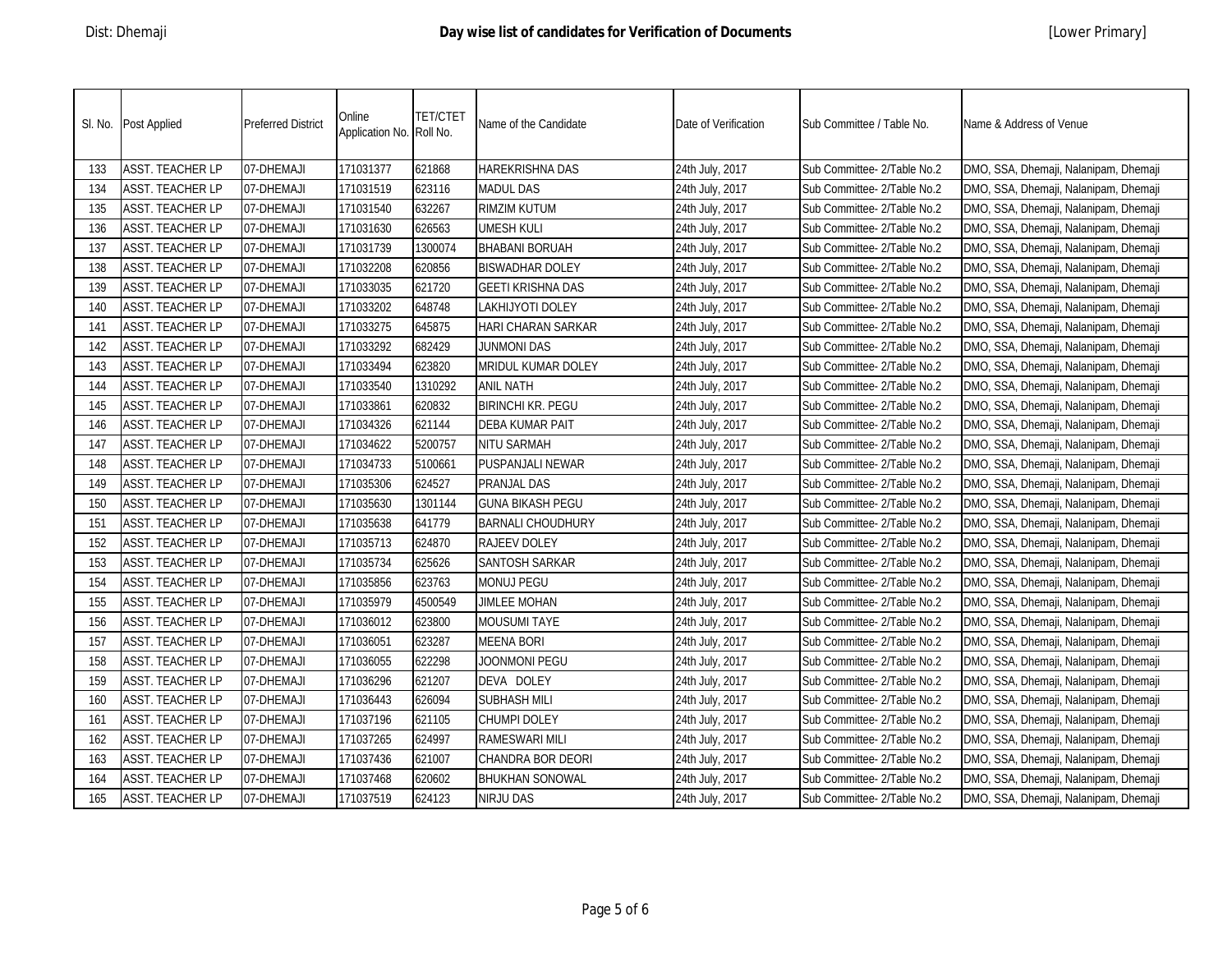Dist: Dhemaji

# Day wise list of candidates for Verification of Documents

[Lower Primary]

| Sl. No. | Post Applied | Preferred District | Online Application No. | TET/CTET Roll No. | Name of the Candidate | Date of Verification | Sub Committee / Table No. | Name & Address of Venue |
|---|---|---|---|---|---|---|---|---|
| 133 | ASST. TEACHER LP | 07-DHEMAJI | 171031377 | 621868 | HAREKRISHNA DAS | 24th July, 2017 | Sub Committee- 2/Table No.2 | DMO, SSA, Dhemaji, Nalanipam, Dhemaji |
| 134 | ASST. TEACHER LP | 07-DHEMAJI | 171031519 | 623116 | MADUL DAS | 24th July, 2017 | Sub Committee- 2/Table No.2 | DMO, SSA, Dhemaji, Nalanipam, Dhemaji |
| 135 | ASST. TEACHER LP | 07-DHEMAJI | 171031540 | 632267 | RIMZIM KUTUM | 24th July, 2017 | Sub Committee- 2/Table No.2 | DMO, SSA, Dhemaji, Nalanipam, Dhemaji |
| 136 | ASST. TEACHER LP | 07-DHEMAJI | 171031630 | 626563 | UMESH KULI | 24th July, 2017 | Sub Committee- 2/Table No.2 | DMO, SSA, Dhemaji, Nalanipam, Dhemaji |
| 137 | ASST. TEACHER LP | 07-DHEMAJI | 171031739 | 1300074 | BHABANI BORUAH | 24th July, 2017 | Sub Committee- 2/Table No.2 | DMO, SSA, Dhemaji, Nalanipam, Dhemaji |
| 138 | ASST. TEACHER LP | 07-DHEMAJI | 171032208 | 620856 | BISWADHAR DOLEY | 24th July, 2017 | Sub Committee- 2/Table No.2 | DMO, SSA, Dhemaji, Nalanipam, Dhemaji |
| 139 | ASST. TEACHER LP | 07-DHEMAJI | 171033035 | 621720 | GEETI KRISHNA DAS | 24th July, 2017 | Sub Committee- 2/Table No.2 | DMO, SSA, Dhemaji, Nalanipam, Dhemaji |
| 140 | ASST. TEACHER LP | 07-DHEMAJI | 171033202 | 648748 | LAKHIJYOTI DOLEY | 24th July, 2017 | Sub Committee- 2/Table No.2 | DMO, SSA, Dhemaji, Nalanipam, Dhemaji |
| 141 | ASST. TEACHER LP | 07-DHEMAJI | 171033275 | 645875 | HARI CHARAN SARKAR | 24th July, 2017 | Sub Committee- 2/Table No.2 | DMO, SSA, Dhemaji, Nalanipam, Dhemaji |
| 142 | ASST. TEACHER LP | 07-DHEMAJI | 171033292 | 682429 | JUNMONI DAS | 24th July, 2017 | Sub Committee- 2/Table No.2 | DMO, SSA, Dhemaji, Nalanipam, Dhemaji |
| 143 | ASST. TEACHER LP | 07-DHEMAJI | 171033494 | 623820 | MRIDUL KUMAR DOLEY | 24th July, 2017 | Sub Committee- 2/Table No.2 | DMO, SSA, Dhemaji, Nalanipam, Dhemaji |
| 144 | ASST. TEACHER LP | 07-DHEMAJI | 171033540 | 1310292 | ANIL NATH | 24th July, 2017 | Sub Committee- 2/Table No.2 | DMO, SSA, Dhemaji, Nalanipam, Dhemaji |
| 145 | ASST. TEACHER LP | 07-DHEMAJI | 171033861 | 620832 | BIRINCHI KR. PEGU | 24th July, 2017 | Sub Committee- 2/Table No.2 | DMO, SSA, Dhemaji, Nalanipam, Dhemaji |
| 146 | ASST. TEACHER LP | 07-DHEMAJI | 171034326 | 621144 | DEBA KUMAR PAIT | 24th July, 2017 | Sub Committee- 2/Table No.2 | DMO, SSA, Dhemaji, Nalanipam, Dhemaji |
| 147 | ASST. TEACHER LP | 07-DHEMAJI | 171034622 | 5200757 | NITU SARMAH | 24th July, 2017 | Sub Committee- 2/Table No.2 | DMO, SSA, Dhemaji, Nalanipam, Dhemaji |
| 148 | ASST. TEACHER LP | 07-DHEMAJI | 171034733 | 5100661 | PUSPANJALI NEWAR | 24th July, 2017 | Sub Committee- 2/Table No.2 | DMO, SSA, Dhemaji, Nalanipam, Dhemaji |
| 149 | ASST. TEACHER LP | 07-DHEMAJI | 171035306 | 624527 | PRANJAL DAS | 24th July, 2017 | Sub Committee- 2/Table No.2 | DMO, SSA, Dhemaji, Nalanipam, Dhemaji |
| 150 | ASST. TEACHER LP | 07-DHEMAJI | 171035630 | 1301144 | GUNA BIKASH PEGU | 24th July, 2017 | Sub Committee- 2/Table No.2 | DMO, SSA, Dhemaji, Nalanipam, Dhemaji |
| 151 | ASST. TEACHER LP | 07-DHEMAJI | 171035638 | 641779 | BARNALI CHOUDHURY | 24th July, 2017 | Sub Committee- 2/Table No.2 | DMO, SSA, Dhemaji, Nalanipam, Dhemaji |
| 152 | ASST. TEACHER LP | 07-DHEMAJI | 171035713 | 624870 | RAJEEV DOLEY | 24th July, 2017 | Sub Committee- 2/Table No.2 | DMO, SSA, Dhemaji, Nalanipam, Dhemaji |
| 153 | ASST. TEACHER LP | 07-DHEMAJI | 171035734 | 625626 | SANTOSH SARKAR | 24th July, 2017 | Sub Committee- 2/Table No.2 | DMO, SSA, Dhemaji, Nalanipam, Dhemaji |
| 154 | ASST. TEACHER LP | 07-DHEMAJI | 171035856 | 623763 | MONUJ PEGU | 24th July, 2017 | Sub Committee- 2/Table No.2 | DMO, SSA, Dhemaji, Nalanipam, Dhemaji |
| 155 | ASST. TEACHER LP | 07-DHEMAJI | 171035979 | 4500549 | JIMLEE MOHAN | 24th July, 2017 | Sub Committee- 2/Table No.2 | DMO, SSA, Dhemaji, Nalanipam, Dhemaji |
| 156 | ASST. TEACHER LP | 07-DHEMAJI | 171036012 | 623800 | MOUSUMI TAYE | 24th July, 2017 | Sub Committee- 2/Table No.2 | DMO, SSA, Dhemaji, Nalanipam, Dhemaji |
| 157 | ASST. TEACHER LP | 07-DHEMAJI | 171036051 | 623287 | MEENA BORI | 24th July, 2017 | Sub Committee- 2/Table No.2 | DMO, SSA, Dhemaji, Nalanipam, Dhemaji |
| 158 | ASST. TEACHER LP | 07-DHEMAJI | 171036055 | 622298 | JOONMONI PEGU | 24th July, 2017 | Sub Committee- 2/Table No.2 | DMO, SSA, Dhemaji, Nalanipam, Dhemaji |
| 159 | ASST. TEACHER LP | 07-DHEMAJI | 171036296 | 621207 | DEVA DOLEY | 24th July, 2017 | Sub Committee- 2/Table No.2 | DMO, SSA, Dhemaji, Nalanipam, Dhemaji |
| 160 | ASST. TEACHER LP | 07-DHEMAJI | 171036443 | 626094 | SUBHASH MILI | 24th July, 2017 | Sub Committee- 2/Table No.2 | DMO, SSA, Dhemaji, Nalanipam, Dhemaji |
| 161 | ASST. TEACHER LP | 07-DHEMAJI | 171037196 | 621105 | CHUMPI DOLEY | 24th July, 2017 | Sub Committee- 2/Table No.2 | DMO, SSA, Dhemaji, Nalanipam, Dhemaji |
| 162 | ASST. TEACHER LP | 07-DHEMAJI | 171037265 | 624997 | RAMESWARI MILI | 24th July, 2017 | Sub Committee- 2/Table No.2 | DMO, SSA, Dhemaji, Nalanipam, Dhemaji |
| 163 | ASST. TEACHER LP | 07-DHEMAJI | 171037436 | 621007 | CHANDRA BOR DEORI | 24th July, 2017 | Sub Committee- 2/Table No.2 | DMO, SSA, Dhemaji, Nalanipam, Dhemaji |
| 164 | ASST. TEACHER LP | 07-DHEMAJI | 171037468 | 620602 | BHUKHAN SONOWAL | 24th July, 2017 | Sub Committee- 2/Table No.2 | DMO, SSA, Dhemaji, Nalanipam, Dhemaji |
| 165 | ASST. TEACHER LP | 07-DHEMAJI | 171037519 | 624123 | NIRJU DAS | 24th July, 2017 | Sub Committee- 2/Table No.2 | DMO, SSA, Dhemaji, Nalanipam, Dhemaji |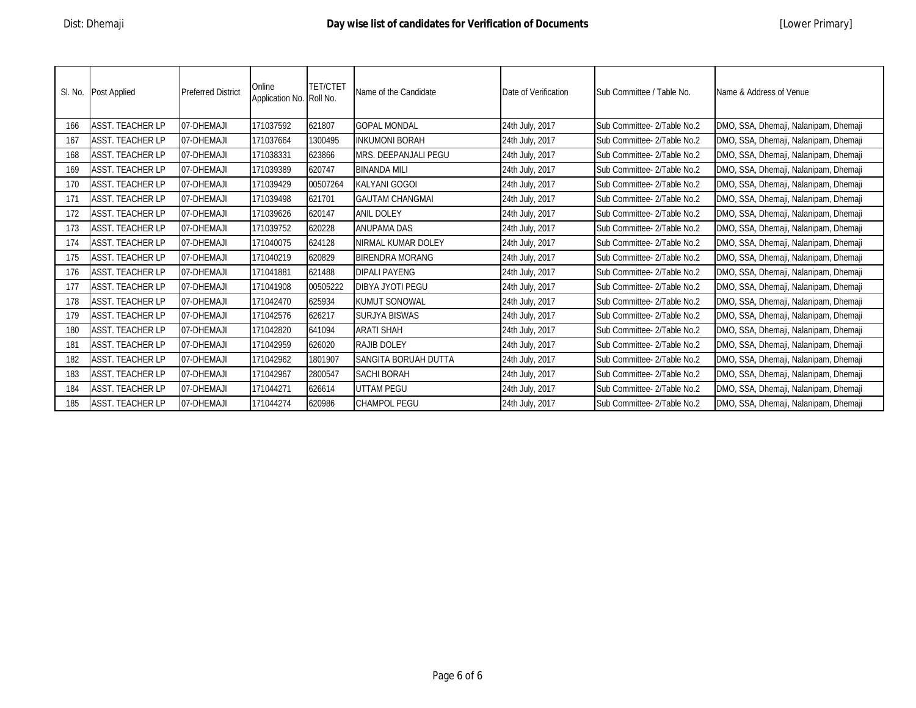Dist: Dhemaji

# Day wise list of candidates for Verification of Documents

[Lower Primary]

| Sl. No. | Post Applied | Preferred District | Online Application No. | TET/CTET Roll No. | Name of the Candidate | Date of Verification | Sub Committee / Table No. | Name & Address of Venue |
|---|---|---|---|---|---|---|---|---|
| 166 | ASST. TEACHER LP | 07-DHEMAJI | 171037592 | 621807 | GOPAL MONDAL | 24th July, 2017 | Sub Committee- 2/Table No.2 | DMO, SSA, Dhemaji, Nalanipam, Dhemaji |
| 167 | ASST. TEACHER LP | 07-DHEMAJI | 171037664 | 1300495 | INKUMONI BORAH | 24th July, 2017 | Sub Committee- 2/Table No.2 | DMO, SSA, Dhemaji, Nalanipam, Dhemaji |
| 168 | ASST. TEACHER LP | 07-DHEMAJI | 171038331 | 623866 | MRS. DEEPANJALI PEGU | 24th July, 2017 | Sub Committee- 2/Table No.2 | DMO, SSA, Dhemaji, Nalanipam, Dhemaji |
| 169 | ASST. TEACHER LP | 07-DHEMAJI | 171039389 | 620747 | BINANDA MILI | 24th July, 2017 | Sub Committee- 2/Table No.2 | DMO, SSA, Dhemaji, Nalanipam, Dhemaji |
| 170 | ASST. TEACHER LP | 07-DHEMAJI | 171039429 | 00507264 | KALYANI GOGOI | 24th July, 2017 | Sub Committee- 2/Table No.2 | DMO, SSA, Dhemaji, Nalanipam, Dhemaji |
| 171 | ASST. TEACHER LP | 07-DHEMAJI | 171039498 | 621701 | GAUTAM CHANGMAI | 24th July, 2017 | Sub Committee- 2/Table No.2 | DMO, SSA, Dhemaji, Nalanipam, Dhemaji |
| 172 | ASST. TEACHER LP | 07-DHEMAJI | 171039626 | 620147 | ANIL DOLEY | 24th July, 2017 | Sub Committee- 2/Table No.2 | DMO, SSA, Dhemaji, Nalanipam, Dhemaji |
| 173 | ASST. TEACHER LP | 07-DHEMAJI | 171039752 | 620228 | ANUPAMA DAS | 24th July, 2017 | Sub Committee- 2/Table No.2 | DMO, SSA, Dhemaji, Nalanipam, Dhemaji |
| 174 | ASST. TEACHER LP | 07-DHEMAJI | 171040075 | 624128 | NIRMAL KUMAR DOLEY | 24th July, 2017 | Sub Committee- 2/Table No.2 | DMO, SSA, Dhemaji, Nalanipam, Dhemaji |
| 175 | ASST. TEACHER LP | 07-DHEMAJI | 171040219 | 620829 | BIRENDRA MORANG | 24th July, 2017 | Sub Committee- 2/Table No.2 | DMO, SSA, Dhemaji, Nalanipam, Dhemaji |
| 176 | ASST. TEACHER LP | 07-DHEMAJI | 171041881 | 621488 | DIPALI PAYENG | 24th July, 2017 | Sub Committee- 2/Table No.2 | DMO, SSA, Dhemaji, Nalanipam, Dhemaji |
| 177 | ASST. TEACHER LP | 07-DHEMAJI | 171041908 | 00505222 | DIBYA JYOTI PEGU | 24th July, 2017 | Sub Committee- 2/Table No.2 | DMO, SSA, Dhemaji, Nalanipam, Dhemaji |
| 178 | ASST. TEACHER LP | 07-DHEMAJI | 171042470 | 625934 | KUMUT SONOWAL | 24th July, 2017 | Sub Committee- 2/Table No.2 | DMO, SSA, Dhemaji, Nalanipam, Dhemaji |
| 179 | ASST. TEACHER LP | 07-DHEMAJI | 171042576 | 626217 | SURJYA BISWAS | 24th July, 2017 | Sub Committee- 2/Table No.2 | DMO, SSA, Dhemaji, Nalanipam, Dhemaji |
| 180 | ASST. TEACHER LP | 07-DHEMAJI | 171042820 | 641094 | ARATI SHAH | 24th July, 2017 | Sub Committee- 2/Table No.2 | DMO, SSA, Dhemaji, Nalanipam, Dhemaji |
| 181 | ASST. TEACHER LP | 07-DHEMAJI | 171042959 | 626020 | RAJIB DOLEY | 24th July, 2017 | Sub Committee- 2/Table No.2 | DMO, SSA, Dhemaji, Nalanipam, Dhemaji |
| 182 | ASST. TEACHER LP | 07-DHEMAJI | 171042962 | 1801907 | SANGITA BORUAH DUTTA | 24th July, 2017 | Sub Committee- 2/Table No.2 | DMO, SSA, Dhemaji, Nalanipam, Dhemaji |
| 183 | ASST. TEACHER LP | 07-DHEMAJI | 171042967 | 2800547 | SACHI BORAH | 24th July, 2017 | Sub Committee- 2/Table No.2 | DMO, SSA, Dhemaji, Nalanipam, Dhemaji |
| 184 | ASST. TEACHER LP | 07-DHEMAJI | 171044271 | 626614 | UTTAM PEGU | 24th July, 2017 | Sub Committee- 2/Table No.2 | DMO, SSA, Dhemaji, Nalanipam, Dhemaji |
| 185 | ASST. TEACHER LP | 07-DHEMAJI | 171044274 | 620986 | CHAMPOL PEGU | 24th July, 2017 | Sub Committee- 2/Table No.2 | DMO, SSA, Dhemaji, Nalanipam, Dhemaji |